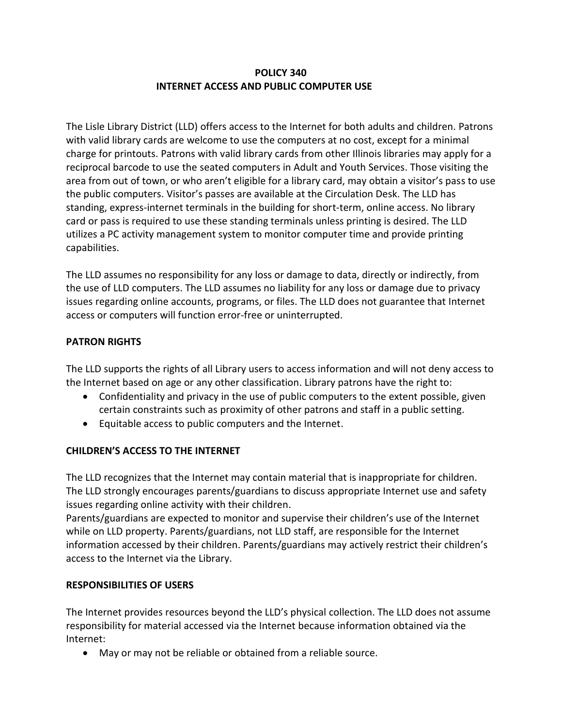# POLICY 340
# INTERNET ACCESS AND PUBLIC COMPUTER USE

The Lisle Library District (LLD) offers access to the Internet for both adults and children. Patrons with valid library cards are welcome to use the computers at no cost, except for a minimal charge for printouts. Patrons with valid library cards from other Illinois libraries may apply for a reciprocal barcode to use the seated computers in Adult and Youth Services. Those visiting the area from out of town, or who aren't eligible for a library card, may obtain a visitor's pass to use the public computers. Visitor's passes are available at the Circulation Desk. The LLD has standing, express-internet terminals in the building for short-term, online access. No library card or pass is required to use these standing terminals unless printing is desired. The LLD utilizes a PC activity management system to monitor computer time and provide printing capabilities.

The LLD assumes no responsibility for any loss or damage to data, directly or indirectly, from the use of LLD computers. The LLD assumes no liability for any loss or damage due to privacy issues regarding online accounts, programs, or files. The LLD does not guarantee that Internet access or computers will function error-free or uninterrupted.

## PATRON RIGHTS

The LLD supports the rights of all Library users to access information and will not deny access to the Internet based on age or any other classification. Library patrons have the right to:

- Confidentiality and privacy in the use of public computers to the extent possible, given certain constraints such as proximity of other patrons and staff in a public setting.
- Equitable access to public computers and the Internet.

## CHILDREN'S ACCESS TO THE INTERNET

The LLD recognizes that the Internet may contain material that is inappropriate for children. The LLD strongly encourages parents/guardians to discuss appropriate Internet use and safety issues regarding online activity with their children.
Parents/guardians are expected to monitor and supervise their children's use of the Internet while on LLD property. Parents/guardians, not LLD staff, are responsible for the Internet information accessed by their children. Parents/guardians may actively restrict their children's access to the Internet via the Library.

## RESPONSIBILITIES OF USERS

The Internet provides resources beyond the LLD's physical collection. The LLD does not assume responsibility for material accessed via the Internet because information obtained via the Internet:

- May or may not be reliable or obtained from a reliable source.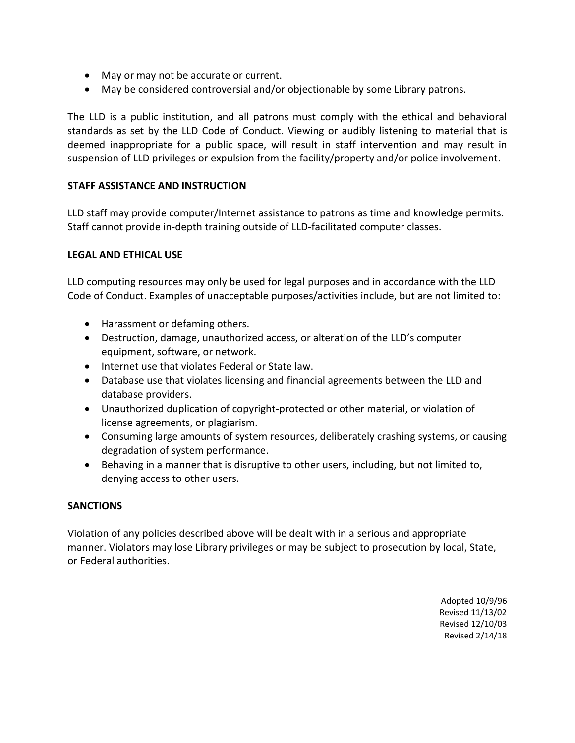- May or may not be accurate or current.
- May be considered controversial and/or objectionable by some Library patrons.

The LLD is a public institution, and all patrons must comply with the ethical and behavioral standards as set by the LLD Code of Conduct. Viewing or audibly listening to material that is deemed inappropriate for a public space, will result in staff intervention and may result in suspension of LLD privileges or expulsion from the facility/property and/or police involvement.

**STAFF ASSISTANCE AND INSTRUCTION**

LLD staff may provide computer/Internet assistance to patrons as time and knowledge permits. Staff cannot provide in-depth training outside of LLD-facilitated computer classes.

**LEGAL AND ETHICAL USE**

LLD computing resources may only be used for legal purposes and in accordance with the LLD Code of Conduct. Examples of unacceptable purposes/activities include, but are not limited to:

- Harassment or defaming others.
- Destruction, damage, unauthorized access, or alteration of the LLD's computer equipment, software, or network.
- Internet use that violates Federal or State law.
- Database use that violates licensing and financial agreements between the LLD and database providers.
- Unauthorized duplication of copyright-protected or other material, or violation of license agreements, or plagiarism.
- Consuming large amounts of system resources, deliberately crashing systems, or causing degradation of system performance.
- Behaving in a manner that is disruptive to other users, including, but not limited to, denying access to other users.

**SANCTIONS**

Violation of any policies described above will be dealt with in a serious and appropriate manner. Violators may lose Library privileges or may be subject to prosecution by local, State, or Federal authorities.

Adopted 10/9/96
Revised 11/13/02
Revised 12/10/03
Revised 2/14/18